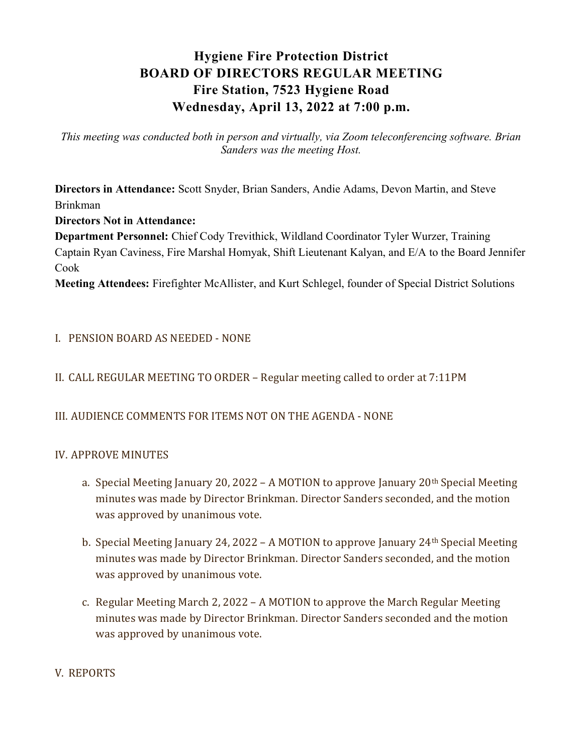# Hygiene Fire Protection District
# BOARD OF DIRECTORS REGULAR MEETING
# Fire Station, 7523 Hygiene Road
# Wednesday, April 13, 2022 at 7:00 p.m.

*This meeting was conducted both in person and virtually, via Zoom teleconferencing software. Brian Sanders was the meeting Host.*

**Directors in Attendance:** Scott Snyder, Brian Sanders, Andie Adams, Devon Martin, and Steve Brinkman

**Directors Not in Attendance:**

**Department Personnel:** Chief Cody Trevithick, Wildland Coordinator Tyler Wurzer, Training Captain Ryan Caviness, Fire Marshal Homyak, Shift Lieutenant Kalyan, and E/A to the Board Jennifer Cook

**Meeting Attendees:** Firefighter McAllister, and Kurt Schlegel, founder of Special District Solutions

I. PENSION BOARD AS NEEDED - NONE

II. CALL REGULAR MEETING TO ORDER – Regular meeting called to order at 7:11PM

III. AUDIENCE COMMENTS FOR ITEMS NOT ON THE AGENDA - NONE

IV. APPROVE MINUTES

a. Special Meeting January 20, 2022 – A MOTION to approve January 20th Special Meeting minutes was made by Director Brinkman. Director Sanders seconded, and the motion was approved by unanimous vote.

b. Special Meeting January 24, 2022 – A MOTION to approve January 24th Special Meeting minutes was made by Director Brinkman. Director Sanders seconded, and the motion was approved by unanimous vote.

c. Regular Meeting March 2, 2022 – A MOTION to approve the March Regular Meeting minutes was made by Director Brinkman. Director Sanders seconded and the motion was approved by unanimous vote.

V. REPORTS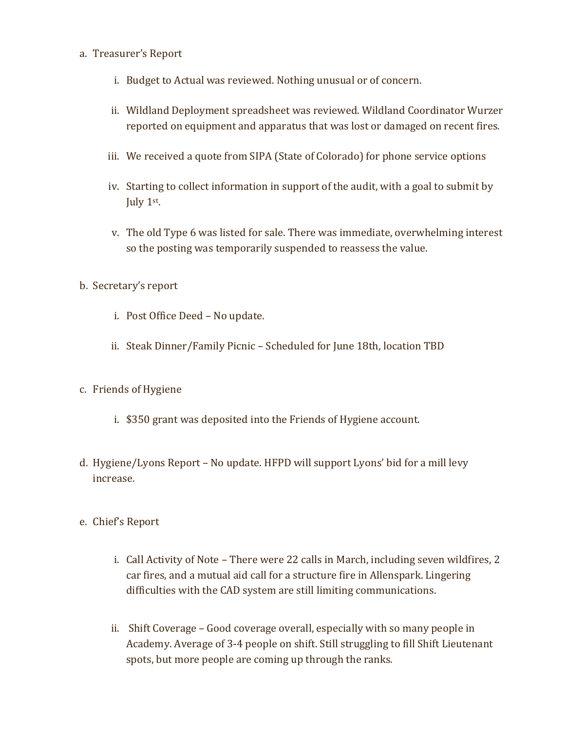a. Treasurer's Report

   i. Budget to Actual was reviewed. Nothing unusual or of concern.

   ii. Wildland Deployment spreadsheet was reviewed. Wildland Coordinator Wurzer reported on equipment and apparatus that was lost or damaged on recent fires.

   iii. We received a quote from SIPA (State of Colorado) for phone service options

   iv. Starting to collect information in support of the audit, with a goal to submit by July 1st.

   v. The old Type 6 was listed for sale. There was immediate, overwhelming interest so the posting was temporarily suspended to reassess the value.

b. Secretary's report

   i. Post Office Deed – No update.

   ii. Steak Dinner/Family Picnic – Scheduled for June 18th, location TBD

c. Friends of Hygiene

   i. $350 grant was deposited into the Friends of Hygiene account.

d. Hygiene/Lyons Report – No update. HFPD will support Lyons' bid for a mill levy increase.

e. Chief's Report

   i. Call Activity of Note – There were 22 calls in March, including seven wildfires, 2 car fires, and a mutual aid call for a structure fire in Allenspark. Lingering difficulties with the CAD system are still limiting communications.

   ii. Shift Coverage – Good coverage overall, especially with so many people in Academy. Average of 3-4 people on shift. Still struggling to fill Shift Lieutenant spots, but more people are coming up through the ranks.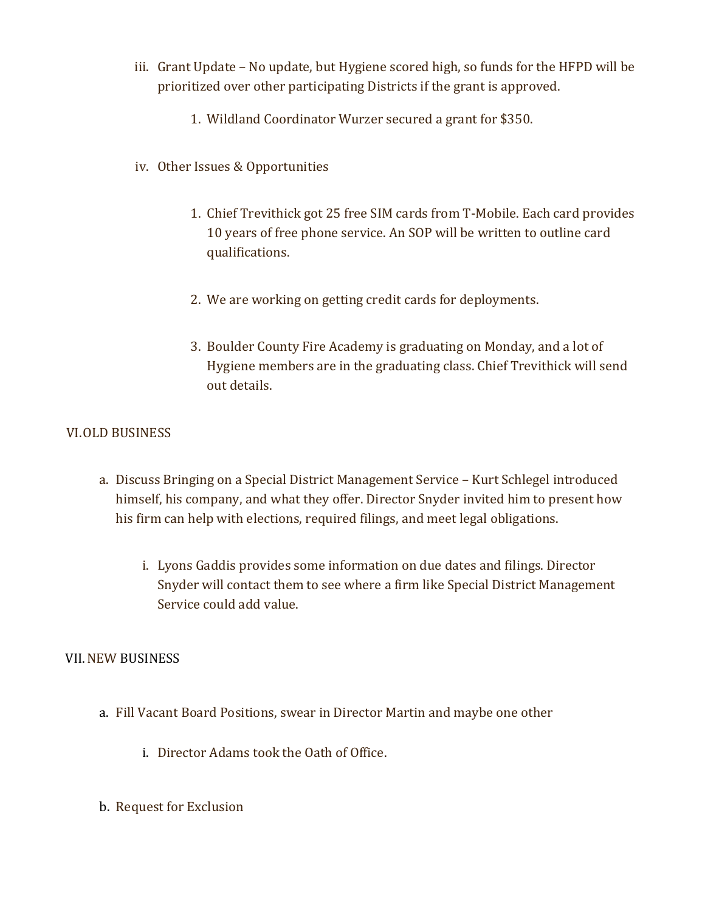iii. Grant Update – No update, but Hygiene scored high, so funds for the HFPD will be prioritized over other participating Districts if the grant is approved.

   1. Wildland Coordinator Wurzer secured a grant for $350.

iv. Other Issues & Opportunities

   1. Chief Trevithick got 25 free SIM cards from T-Mobile. Each card provides 10 years of free phone service. An SOP will be written to outline card qualifications.

   2. We are working on getting credit cards for deployments.

   3. Boulder County Fire Academy is graduating on Monday, and a lot of Hygiene members are in the graduating class. Chief Trevithick will send out details.

## VI. OLD BUSINESS

a. Discuss Bringing on a Special District Management Service – Kurt Schlegel introduced himself, his company, and what they offer. Director Snyder invited him to present how his firm can help with elections, required filings, and meet legal obligations.

   i. Lyons Gaddis provides some information on due dates and filings. Director Snyder will contact them to see where a firm like Special District Management Service could add value.

## VII. NEW BUSINESS

a. Fill Vacant Board Positions, swear in Director Martin and maybe one other

   i. Director Adams took the Oath of Office.

b. Request for Exclusion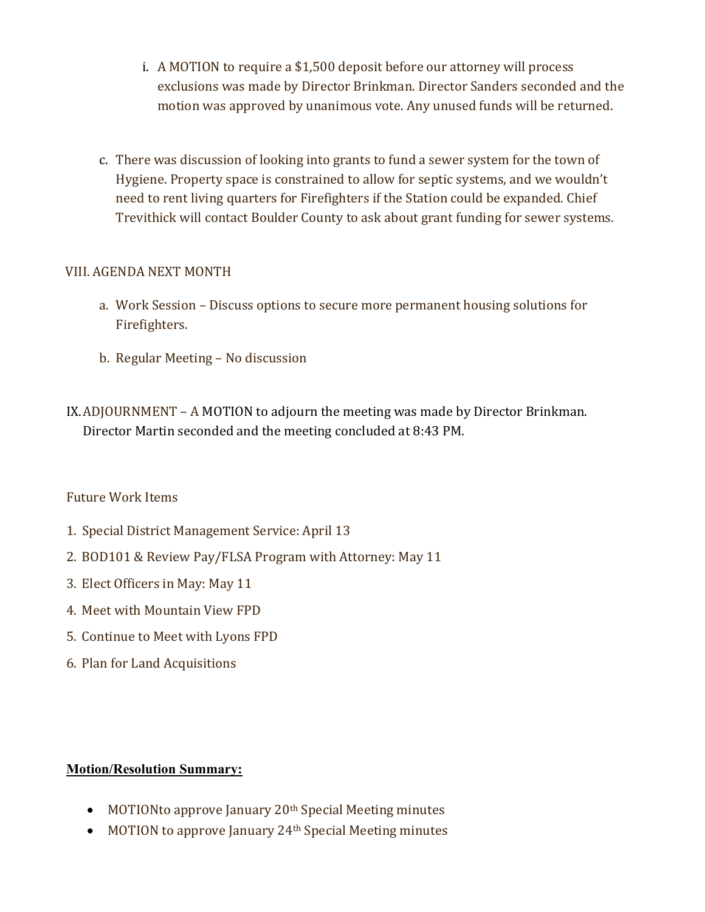i. A MOTION to require a $1,500 deposit before our attorney will process exclusions was made by Director Brinkman. Director Sanders seconded and the motion was approved by unanimous vote. Any unused funds will be returned.

c. There was discussion of looking into grants to fund a sewer system for the town of Hygiene. Property space is constrained to allow for septic systems, and we wouldn't need to rent living quarters for Firefighters if the Station could be expanded. Chief Trevithick will contact Boulder County to ask about grant funding for sewer systems.

VIII. AGENDA NEXT MONTH

a. Work Session – Discuss options to secure more permanent housing solutions for Firefighters.

b. Regular Meeting – No discussion

IX. ADJOURNMENT – A MOTION to adjourn the meeting was made by Director Brinkman. Director Martin seconded and the meeting concluded at 8:43 PM.

Future Work Items

1. Special District Management Service: April 13
2. BOD101 & Review Pay/FLSA Program with Attorney: May 11
3. Elect Officers in May: May 11
4. Meet with Mountain View FPD
5. Continue to Meet with Lyons FPD
6. Plan for Land Acquisitions

**Motion/Resolution Summary:**

- MOTIONto approve January 20th Special Meeting minutes
- MOTION to approve January 24th Special Meeting minutes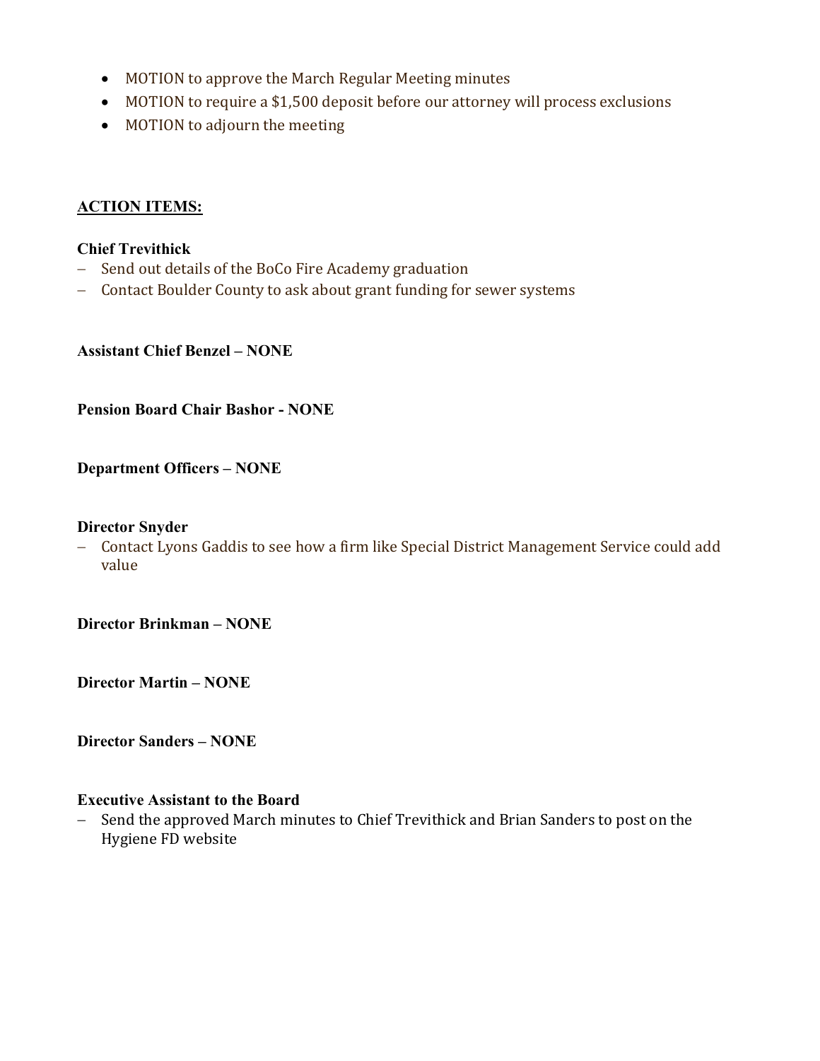- MOTION to approve the March Regular Meeting minutes
- MOTION to require a $1,500 deposit before our attorney will process exclusions
- MOTION to adjourn the meeting

## ACTION ITEMS:

**Chief Trevithick**

- Send out details of the BoCo Fire Academy graduation
- Contact Boulder County to ask about grant funding for sewer systems

**Assistant Chief Benzel – NONE**

**Pension Board Chair Bashor - NONE**

**Department Officers – NONE**

**Director Snyder**

- Contact Lyons Gaddis to see how a firm like Special District Management Service could add value

**Director Brinkman – NONE**

**Director Martin – NONE**

**Director Sanders – NONE**

**Executive Assistant to the Board**

- Send the approved March minutes to Chief Trevithick and Brian Sanders to post on the Hygiene FD website